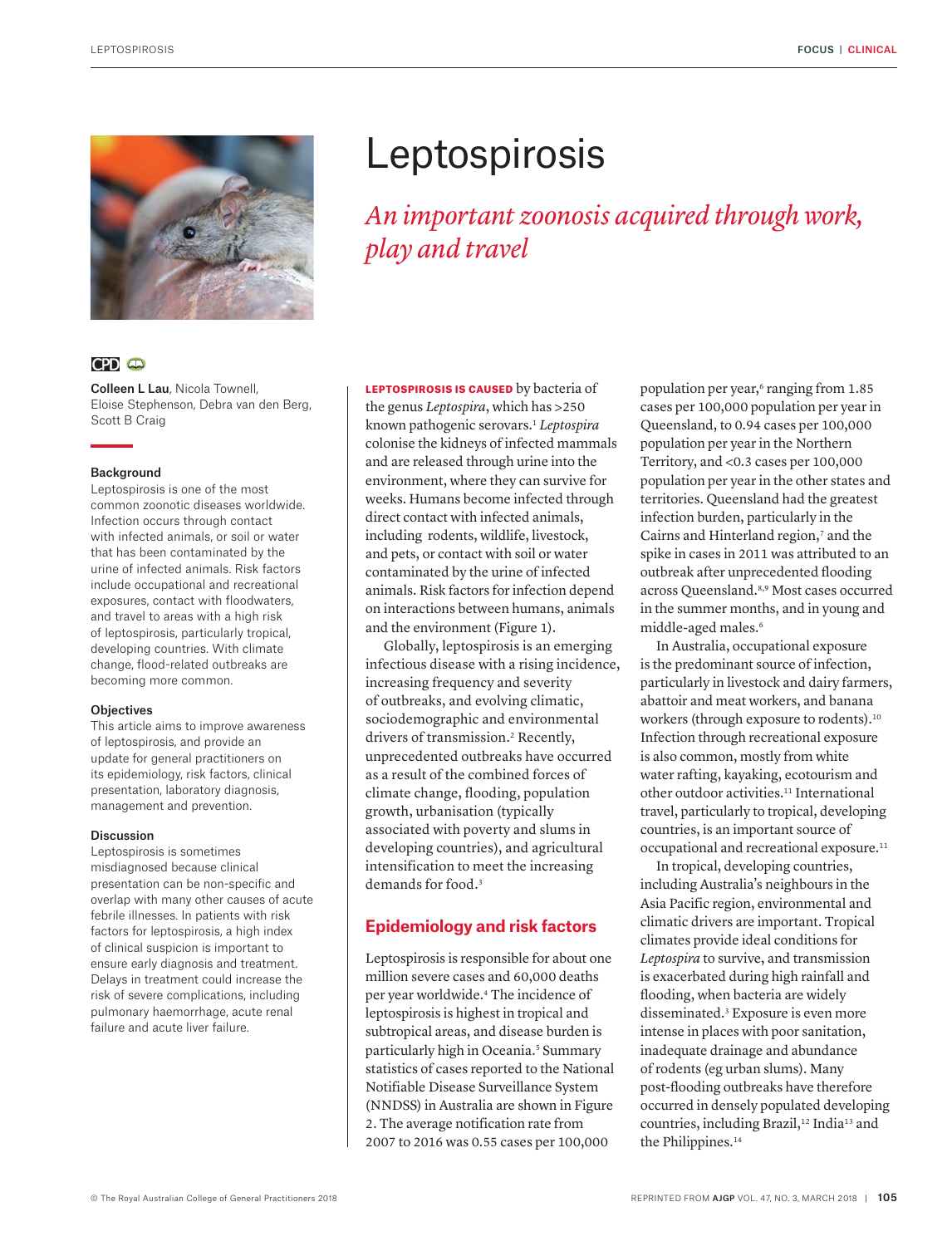# Leptospirosis

*An important zoonosis acquired through work, play and travel*

CPD

**Colleen L Lau**, Nicola Townell, Eloise Stephenson, Debra van den Berg, Scott B Craig

### Background

Leptospirosis is one of the most common zoonotic diseases worldwide. Infection occurs through contact with infected animals, or soil or water that has been contaminated by the urine of infected animals. Risk factors include occupational and recreational exposures, contact with floodwaters, and travel to areas with a high risk of leptospirosis, particularly tropical, developing countries. With climate change, flood-related outbreaks are becoming more common.

### Objectives

This article aims to improve awareness of leptospirosis, and provide an update for general practitioners on its epidemiology, risk factors, clinical presentation, laboratory diagnosis, management and prevention.

### Discussion

Leptospirosis is sometimes misdiagnosed because clinical presentation can be non-specific and overlap with many other causes of acute febrile illnesses. In patients with risk factors for leptospirosis, a high index of clinical suspicion is important to ensure early diagnosis and treatment. Delays in treatment could increase the risk of severe complications, including pulmonary haemorrhage, acute renal failure and acute liver failure.

**LEPTOSPIROSIS IS CAUSED** by bacteria of the genus *Leptospira*, which has >250 known pathogenic serovars.[1] *Leptospira* colonise the kidneys of infected mammals and are released through urine into the environment, where they can survive for weeks. Humans become infected through direct contact with infected animals, including rodents, wildlife, livestock, and pets, or contact with soil or water contaminated by the urine of infected animals. Risk factors for infection depend on interactions between humans, animals and the environment (Figure 1).

Globally, leptospirosis is an emerging infectious disease with a rising incidence, increasing frequency and severity of outbreaks, and evolving climatic, sociodemographic and environmental drivers of transmission.[2] Recently, unprecedented outbreaks have occurred as a result of the combined forces of climate change, flooding, population growth, urbanisation (typically associated with poverty and slums in developing countries), and agricultural intensification to meet the increasing demands for food.[3]

## Epidemiology and risk factors

Leptospirosis is responsible for about one million severe cases and 60,000 deaths per year worldwide.[4] The incidence of leptospirosis is highest in tropical and subtropical areas, and disease burden is particularly high in Oceania.[5] Summary statistics of cases reported to the National Notifiable Disease Surveillance System (NNDSS) in Australia are shown in Figure 2. The average notification rate from 2007 to 2016 was 0.55 cases per 100,000 population per year,[6] ranging from 1.85 cases per 100,000 population per year in Queensland, to 0.94 cases per 100,000 population per year in the Northern Territory, and <0.3 cases per 100,000 population per year in the other states and territories. Queensland had the greatest infection burden, particularly in the Cairns and Hinterland region,[7] and the spike in cases in 2011 was attributed to an outbreak after unprecedented flooding across Queensland.[8,9] Most cases occurred in the summer months, and in young and middle-aged males.[6]

In Australia, occupational exposure is the predominant source of infection, particularly in livestock and dairy farmers, abattoir and meat workers, and banana workers (through exposure to rodents).[10] Infection through recreational exposure is also common, mostly from white water rafting, kayaking, ecotourism and other outdoor activities.[11] International travel, particularly to tropical, developing countries, is an important source of occupational and recreational exposure.[11]

In tropical, developing countries, including Australia's neighbours in the Asia Pacific region, environmental and climatic drivers are important. Tropical climates provide ideal conditions for *Leptospira* to survive, and transmission is exacerbated during high rainfall and flooding, when bacteria are widely disseminated.[3] Exposure is even more intense in places with poor sanitation, inadequate drainage and abundance of rodents (eg urban slums). Many post-flooding outbreaks have therefore occurred in densely populated developing countries, including Brazil,[12] India[13] and the Philippines.[14]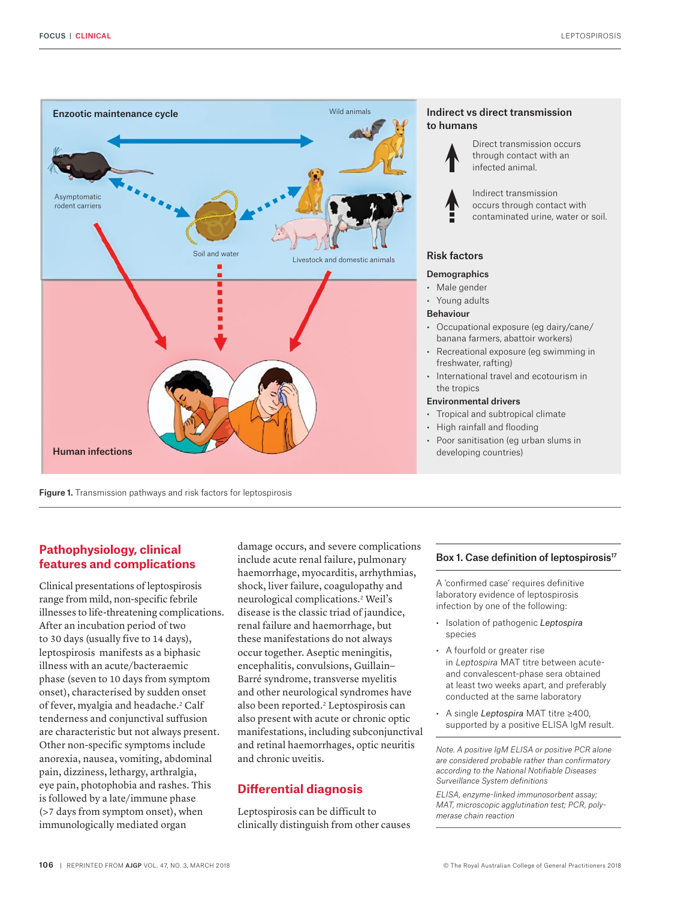## Enzootic maintenance cycle

Wild animals

Asymptomatic rodent carriers

Soil and water

Livestock and domestic animals

Human infections

### Indirect vs direct transmission to humans

Direct transmission occurs through contact with an infected animal.

Indirect transmission occurs through contact with contaminated urine, water or soil.

### Risk factors

**Demographics**

- Male gender
- Young adults

**Behaviour**

- Occupational exposure (eg dairy/cane/banana farmers, abattoir workers)
- Recreational exposure (eg swimming in freshwater, rafting)
- International travel and ecotourism in the tropics

**Environmental drivers**

- Tropical and subtropical climate
- High rainfall and flooding
- Poor sanitisation (eg urban slums in developing countries)

**Figure 1.** Transmission pathways and risk factors for leptospirosis

## Pathophysiology, clinical features and complications

Clinical presentations of leptospirosis range from mild, non-specific febrile illnesses to life-threatening complications. After an incubation period of two to 30 days (usually five to 14 days), leptospirosis manifests as a biphasic illness with an acute/bacteraemic phase (seven to 10 days from symptom onset), characterised by sudden onset of fever, myalgia and headache.[2] Calf tenderness and conjunctival suffusion are characteristic but not always present. Other non-specific symptoms include anorexia, nausea, vomiting, abdominal pain, dizziness, lethargy, arthralgia, eye pain, photophobia and rashes. This is followed by a late/immune phase (>7 days from symptom onset), when immunologically mediated organ damage occurs, and severe complications include acute renal failure, pulmonary haemorrhage, myocarditis, arrhythmias, shock, liver failure, coagulopathy and neurological complications.[2] Weil's disease is the classic triad of jaundice, renal failure and haemorrhage, but these manifestations do not always occur together. Aseptic meningitis, encephalitis, convulsions, Guillain–Barré syndrome, transverse myelitis and other neurological syndromes have also been reported.[2] Leptospirosis can also present with acute or chronic optic manifestations, including subconjunctival and retinal haemorrhages, optic neuritis and chronic uveitis.

## Differential diagnosis

Leptospirosis can be difficult to clinically distinguish from other causes

### Box 1. Case definition of leptospirosis[17]

A 'confirmed case' requires definitive laboratory evidence of leptospirosis infection by one of the following:

- Isolation of pathogenic *Leptospira* species
- A fourfold or greater rise in *Leptospira* MAT titre between acute- and convalescent-phase sera obtained at least two weeks apart, and preferably conducted at the same laboratory
- A single *Leptospira* MAT titre ≥400, supported by a positive ELISA IgM result.

*Note. A positive IgM ELISA or positive PCR alone are considered probable rather than confirmatory according to the National Notifiable Diseases Surveillance System definitions*

*ELISA, enzyme-linked immunosorbent assay; MAT, microscopic agglutination test; PCR, polymerase chain reaction*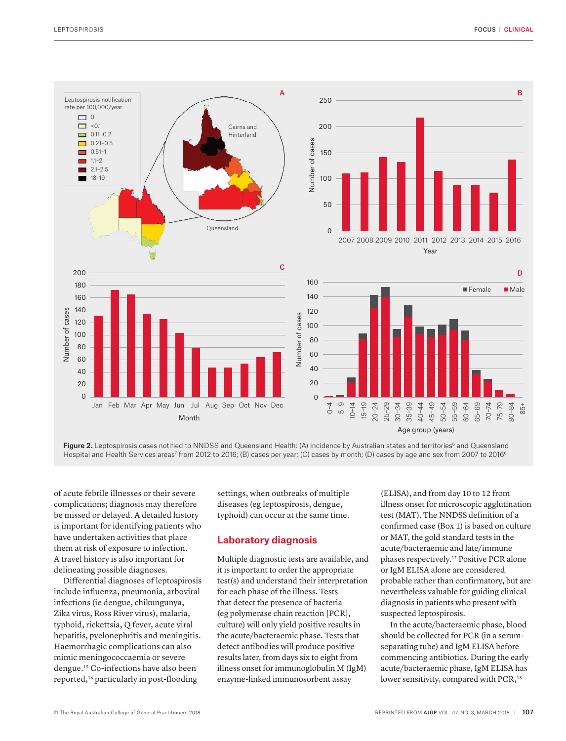Figure 2. Leptospirosis cases notified to NNDSS and Queensland Health: (A) incidence by Australian states and territories[6] and Queensland Hospital and Health Services areas[7] from 2012 to 2016; (B) cases per year; (C) cases by month; (D) cases by age and sex from 2007 to 2016[6]

of acute febrile illnesses or their severe complications; diagnosis may therefore be missed or delayed. A detailed history is important for identifying patients who have undertaken activities that place them at risk of exposure to infection. A travel history is also important for delineating possible diagnoses.

Differential diagnoses of leptospirosis include influenza, pneumonia, arboviral infections (ie dengue, chikungunya, Zika virus, Ross River virus), malaria, typhoid, rickettsia, Q fever, acute viral hepatitis, pyelonephritis and meningitis. Haemorrhagic complications can also mimic meningococcaemia or severe dengue.[15] Co-infections have also been reported,[16] particularly in post-flooding settings, when outbreaks of multiple diseases (eg leptospirosis, dengue, typhoid) can occur at the same time.

## Laboratory diagnosis

Multiple diagnostic tests are available, and it is important to order the appropriate test(s) and understand their interpretation for each phase of the illness. Tests that detect the presence of bacteria (eg polymerase chain reaction [PCR], culture) will only yield positive results in the acute/bacteraemic phase. Tests that detect antibodies will produce positive results later, from days six to eight from illness onset for immunoglobulin M (IgM) enzyme-linked immunosorbent assay (ELISA), and from day 10 to 12 from illness onset for microscopic agglutination test (MAT). The NNDSS definition of a confirmed case (Box 1) is based on culture or MAT, the gold standard tests in the acute/bacteraemic and late/immune phases respectively.[17] Positive PCR alone or IgM ELISA alone are considered probable rather than confirmatory, but are nevertheless valuable for guiding clinical diagnosis in patients who present with suspected leptospirosis.

In the acute/bacteraemic phase, blood should be collected for PCR (in a serum-separating tube) and IgM ELISA before commencing antibiotics. During the early acute/bacteraemic phase, IgM ELISA has lower sensitivity, compared with PCR,[18]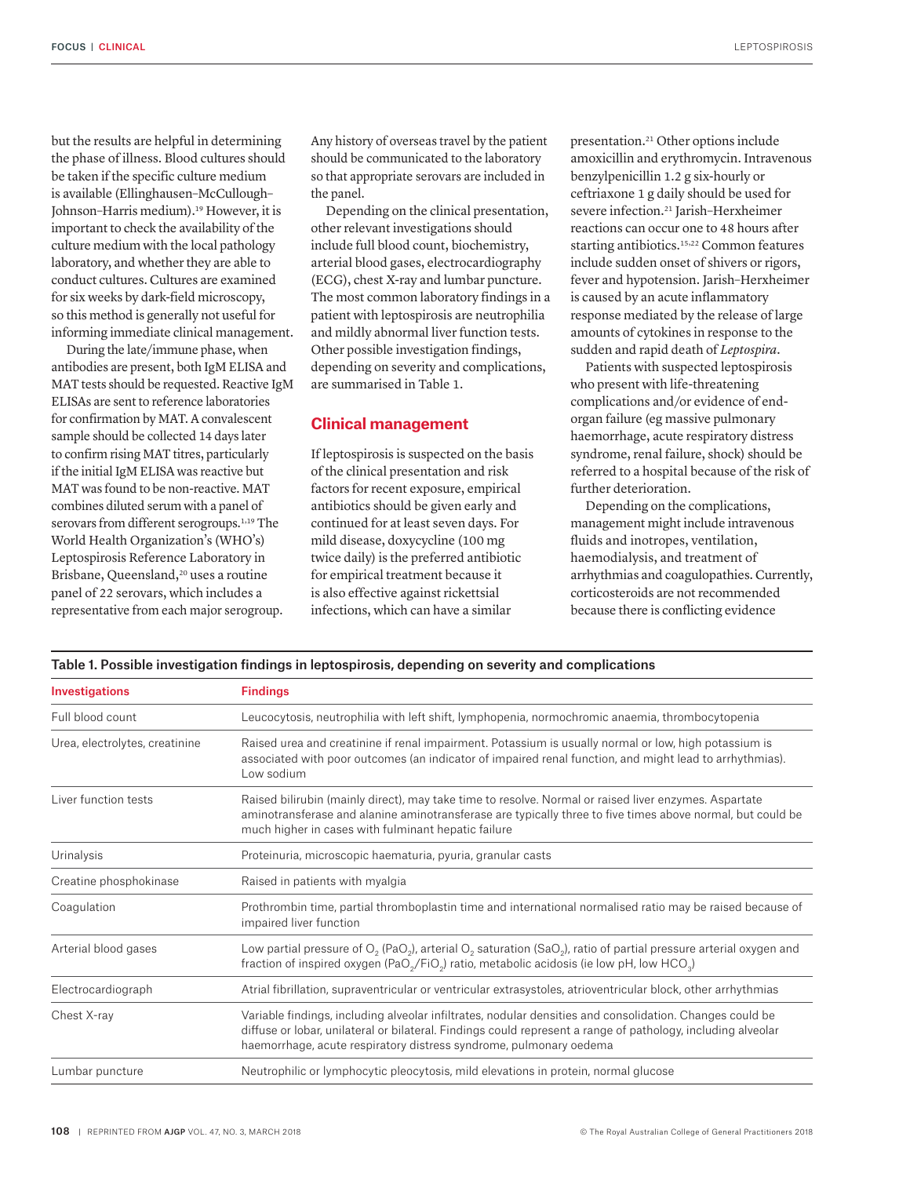but the results are helpful in determining the phase of illness. Blood cultures should be taken if the specific culture medium is available (Ellinghausen–McCullough–Johnson–Harris medium).[19] However, it is important to check the availability of the culture medium with the local pathology laboratory, and whether they are able to conduct cultures. Cultures are examined for six weeks by dark-field microscopy, so this method is generally not useful for informing immediate clinical management.

During the late/immune phase, when antibodies are present, both IgM ELISA and MAT tests should be requested. Reactive IgM ELISAs are sent to reference laboratories for confirmation by MAT. A convalescent sample should be collected 14 days later to confirm rising MAT titres, particularly if the initial IgM ELISA was reactive but MAT was found to be non-reactive. MAT combines diluted serum with a panel of serovars from different serogroups.[1,19] The World Health Organization's (WHO's) Leptospirosis Reference Laboratory in Brisbane, Queensland,[20] uses a routine panel of 22 serovars, which includes a representative from each major serogroup. Any history of overseas travel by the patient should be communicated to the laboratory so that appropriate serovars are included in the panel.

Depending on the clinical presentation, other relevant investigations should include full blood count, biochemistry, arterial blood gases, electrocardiography (ECG), chest X-ray and lumbar puncture. The most common laboratory findings in a patient with leptospirosis are neutrophilia and mildly abnormal liver function tests. Other possible investigation findings, depending on severity and complications, are summarised in Table 1.

## Clinical management

If leptospirosis is suspected on the basis of the clinical presentation and risk factors for recent exposure, empirical antibiotics should be given early and continued for at least seven days. For mild disease, doxycycline (100 mg twice daily) is the preferred antibiotic for empirical treatment because it is also effective against rickettsial infections, which can have a similar presentation.[21] Other options include amoxicillin and erythromycin. Intravenous benzylpenicillin 1.2 g six-hourly or ceftriaxone 1 g daily should be used for severe infection.[21] Jarish–Herxheimer reactions can occur one to 48 hours after starting antibiotics.[15,22] Common features include sudden onset of shivers or rigors, fever and hypotension. Jarish–Herxheimer is caused by an acute inflammatory response mediated by the release of large amounts of cytokines in response to the sudden and rapid death of *Leptospira*.

Patients with suspected leptospirosis who present with life-threatening complications and/or evidence of end-organ failure (eg massive pulmonary haemorrhage, acute respiratory distress syndrome, renal failure, shock) should be referred to a hospital because of the risk of further deterioration.

Depending on the complications, management might include intravenous fluids and inotropes, ventilation, haemodialysis, and treatment of arrhythmias and coagulopathies. Currently, corticosteroids are not recommended because there is conflicting evidence

**Table 1. Possible investigation findings in leptospirosis, depending on severity and complications**

| Investigations | Findings |
|---|---|
| Full blood count | Leucocytosis, neutrophilia with left shift, lymphopenia, normochromic anaemia, thrombocytopenia |
| Urea, electrolytes, creatinine | Raised urea and creatinine if renal impairment. Potassium is usually normal or low, high potassium is associated with poor outcomes (an indicator of impaired renal function, and might lead to arrhythmias). Low sodium |
| Liver function tests | Raised bilirubin (mainly direct), may take time to resolve. Normal or raised liver enzymes. Aspartate aminotransferase and alanine aminotransferase are typically three to five times above normal, but could be much higher in cases with fulminant hepatic failure |
| Urinalysis | Proteinuria, microscopic haematuria, pyuria, granular casts |
| Creatine phosphokinase | Raised in patients with myalgia |
| Coagulation | Prothrombin time, partial thromboplastin time and international normalised ratio may be raised because of impaired liver function |
| Arterial blood gases | Low partial pressure of $O_2$ ($PaO_2$), arterial $O_2$ saturation ($SaO_2$), ratio of partial pressure arterial oxygen and fraction of inspired oxygen ($PaO_2/FiO_2$) ratio, metabolic acidosis (ie low pH, low $HCO_3$) |
| Electrocardiograph | Atrial fibrillation, supraventricular or ventricular extrasystoles, atrioventricular block, other arrhythmias |
| Chest X-ray | Variable findings, including alveolar infiltrates, nodular densities and consolidation. Changes could be diffuse or lobar, unilateral or bilateral. Findings could represent a range of pathology, including alveolar haemorrhage, acute respiratory distress syndrome, pulmonary oedema |
| Lumbar puncture | Neutrophilic or lymphocytic pleocytosis, mild elevations in protein, normal glucose |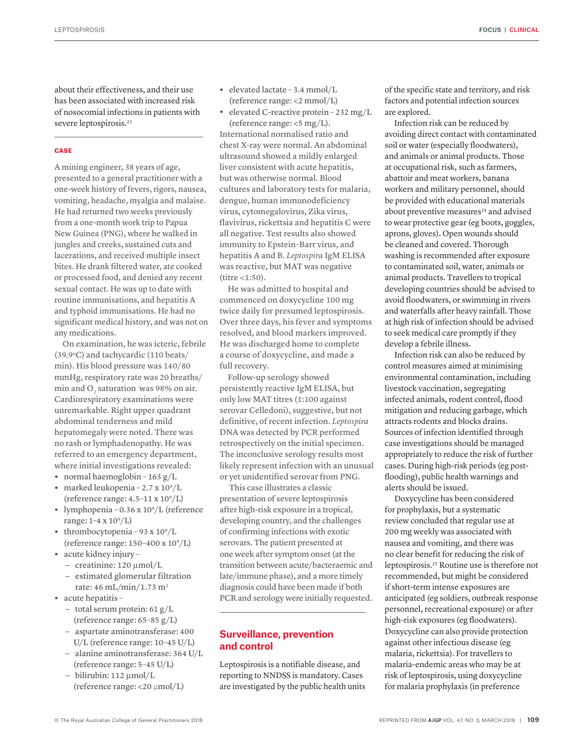about their effectiveness, and their use has been associated with increased risk of nosocomial infections in patients with severe leptospirosis.[23]

## CASE

A mining engineer, 38 years of age, presented to a general practitioner with a one-week history of fevers, rigors, nausea, vomiting, headache, myalgia and malaise. He had returned two weeks previously from a one-month work trip to Papua New Guinea (PNG), where he walked in jungles and creeks, sustained cuts and lacerations, and received multiple insect bites. He drank filtered water, ate cooked or processed food, and denied any recent sexual contact. He was up to date with routine immunisations, and hepatitis A and typhoid immunisations. He had no significant medical history, and was not on any medications.

On examination, he was icteric, febrile (39.9°C) and tachycardic (110 beats/min). His blood pressure was 140/80 mmHg, respiratory rate was 20 breaths/min and $O_2$ saturation was 98% on air. Cardiorespiratory examinations were unremarkable. Right upper quadrant abdominal tenderness and mild hepatomegaly were noted. There was no rash or lymphadenopathy. He was referred to an emergency department, where initial investigations revealed:

- normal haemoglobin – 163 g/L
- marked leukopenia – 2.7 x $10^9$/L (reference range: 4.5–11 x $10^9$/L)
- lymphopenia – 0.36 x $10^9$/L (reference range: 1–4 x $10^9$/L)
- thrombocytopenia – 93 x $10^9$/L (reference range: 150–400 x $10^9$/L)
- acute kidney injury –
  - creatinine: 120 µmol/L
  - estimated glomerular filtration rate: 46 mL/min/1.73 $m^2$
- acute hepatitis –
  - total serum protein: 61 g/L (reference range: 65–85 g/L)
  - aspartate aminotransferase: 400 U/L (reference range: 10–45 U/L)
  - alanine aminotransferase: 364 U/L (reference range: 5–45 U/L)
  - bilirubin: 112 µmol/L (reference range: <20 µmol/L)
- elevated lactate – 3.4 mmol/L (reference range: <2 mmol/L)
- elevated C-reactive protein – 232 mg/L (reference range: <5 mg/L).

International normalised ratio and chest X-ray were normal. An abdominal ultrasound showed a mildly enlarged liver consistent with acute hepatitis, but was otherwise normal. Blood cultures and laboratory tests for malaria, dengue, human immunodeficiency virus, cytomegalovirus, Zika virus, flavivirus, rickettsia and hepatitis C were all negative. Test results also showed immunity to Epstein–Barr virus, and hepatitis A and B. *Leptospira* IgM ELISA was reactive, but MAT was negative (titre <1:50).

He was admitted to hospital and commenced on doxycycline 100 mg twice daily for presumed leptospirosis. Over three days, his fever and symptoms resolved, and blood markers improved. He was discharged home to complete a course of doxycycline, and made a full recovery.

Follow-up serology showed persistently reactive IgM ELISA, but only low MAT titres (1:100 against serovar Celledoni), suggestive, but not definitive, of recent infection. *Leptospira* DNA was detected by PCR performed retrospectively on the initial specimen. The inconclusive serology results most likely represent infection with an unusual or yet unidentified serovar from PNG.

This case illustrates a classic presentation of severe leptospirosis after high-risk exposure in a tropical, developing country, and the challenges of confirming infections with exotic serovars. The patient presented at one week after symptom onset (at the transition between acute/bacteraemic and late/immune phase), and a more timely diagnosis could have been made if both PCR and serology were initially requested.

## Surveillance, prevention and control

Leptospirosis is a notifiable disease, and reporting to NNDSS is mandatory. Cases are investigated by the public health units of the specific state and territory, and risk factors and potential infection sources are explored.

Infection risk can be reduced by avoiding direct contact with contaminated soil or water (especially floodwaters), and animals or animal products. Those at occupational risk, such as farmers, abattoir and meat workers, banana workers and military personnel, should be provided with educational materials about preventive measures[24] and advised to wear protective gear (eg boots, goggles, aprons, gloves). Open wounds should be cleaned and covered. Thorough washing is recommended after exposure to contaminated soil, water, animals or animal products. Travellers to tropical developing countries should be advised to avoid floodwaters, or swimming in rivers and waterfalls after heavy rainfall. Those at high risk of infection should be advised to seek medical care promptly if they develop a febrile illness.

Infection risk can also be reduced by control measures aimed at minimising environmental contamination, including livestock vaccination, segregating infected animals, rodent control, flood mitigation and reducing garbage, which attracts rodents and blocks drains. Sources of infection identified through case investigations should be managed appropriately to reduce the risk of further cases. During high-risk periods (eg post-flooding), public health warnings and alerts should be issued.

Doxycycline has been considered for prophylaxis, but a systematic review concluded that regular use at 200 mg weekly was associated with nausea and vomiting, and there was no clear benefit for reducing the risk of leptospirosis.[25] Routine use is therefore not recommended, but might be considered if short-term intense exposures are anticipated (eg soldiers, outbreak response personnel, recreational exposure) or after high-risk exposures (eg floodwaters). Doxycycline can also provide protection against other infectious disease (eg malaria, rickettsia). For travellers to malaria-endemic areas who may be at risk of leptospirosis, using doxycycline for malaria prophylaxis (in preference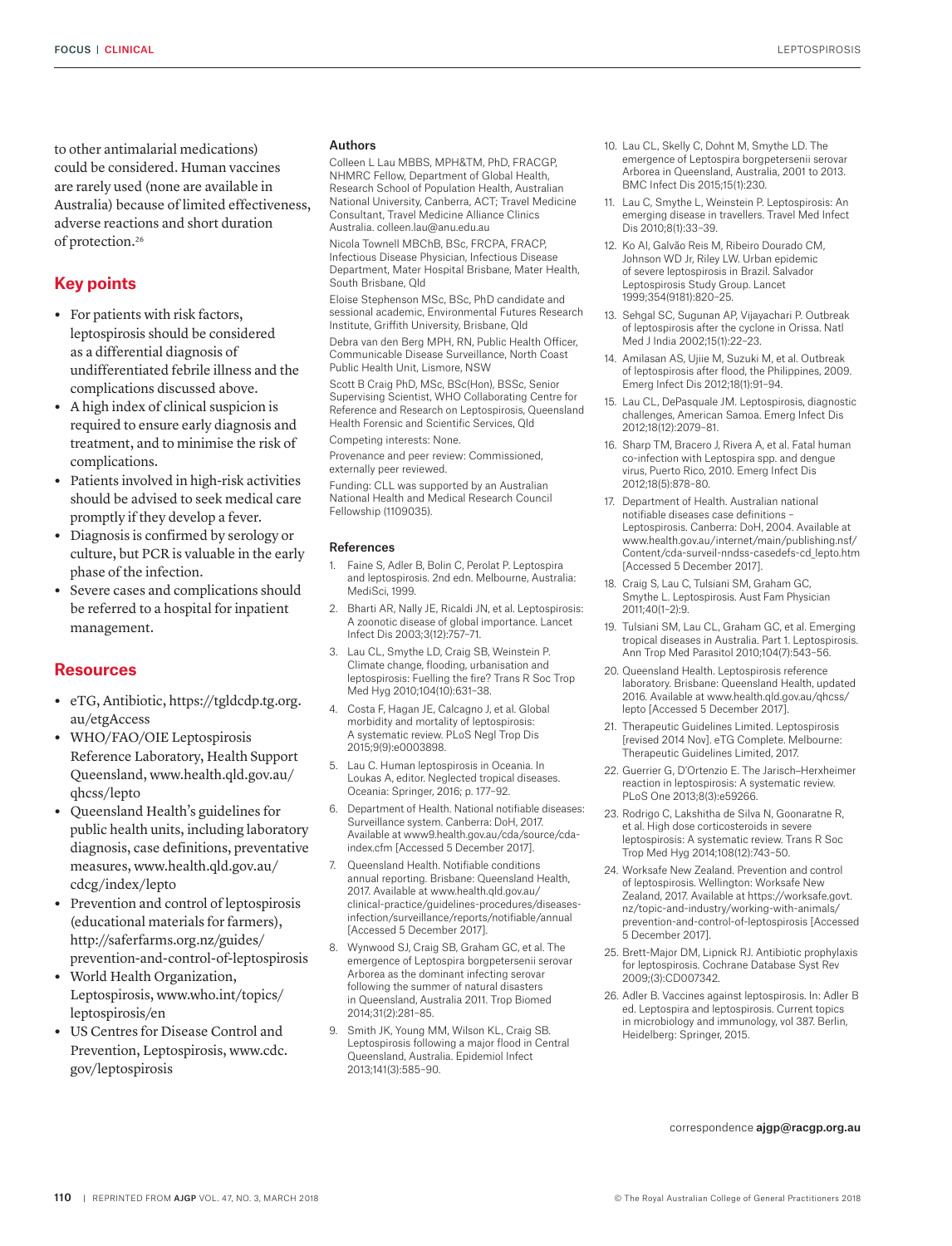to other antimalarial medications) could be considered. Human vaccines are rarely used (none are available in Australia) because of limited effectiveness, adverse reactions and short duration of protection.[26]

## Key points

- For patients with risk factors, leptospirosis should be considered as a differential diagnosis of undifferentiated febrile illness and the complications discussed above.
- A high index of clinical suspicion is required to ensure early diagnosis and treatment, and to minimise the risk of complications.
- Patients involved in high-risk activities should be advised to seek medical care promptly if they develop a fever.
- Diagnosis is confirmed by serology or culture, but PCR is valuable in the early phase of the infection.
- Severe cases and complications should be referred to a hospital for inpatient management.

## Resources

- eTG, Antibiotic, https://tgldcdp.tg.org.au/etgAccess
- WHO/FAO/OIE Leptospirosis Reference Laboratory, Health Support Queensland, www.health.qld.gov.au/qhcss/lepto
- Queensland Health's guidelines for public health units, including laboratory diagnosis, case definitions, preventative measures, www.health.qld.gov.au/cdcg/index/lepto
- Prevention and control of leptospirosis (educational materials for farmers), http://saferfarms.org.nz/guides/prevention-and-control-of-leptospirosis
- World Health Organization, Leptospirosis, www.who.int/topics/leptospirosis/en
- US Centres for Disease Control and Prevention, Leptospirosis, www.cdc.gov/leptospirosis

### Authors

Colleen L Lau MBBS, MPH&TM, PhD, FRACGP, NHMRC Fellow, Department of Global Health, Research School of Population Health, Australian National University, Canberra, ACT; Travel Medicine Consultant, Travel Medicine Alliance Clinics Australia. colleen.lau@anu.edu.au

Nicola Townell MBChB, BSc, FRCPA, FRACP, Infectious Disease Physician, Infectious Disease Department, Mater Hospital Brisbane, Mater Health, South Brisbane, Qld

Eloise Stephenson MSc, BSc, PhD candidate and sessional academic, Environmental Futures Research Institute, Griffith University, Brisbane, Qld

Debra van den Berg MPH, RN, Public Health Officer, Communicable Disease Surveillance, North Coast Public Health Unit, Lismore, NSW

Scott B Craig PhD, MSc, BSc(Hon), BSSc, Senior Supervising Scientist, WHO Collaborating Centre for Reference and Research on Leptospirosis, Queensland Health Forensic and Scientific Services, Qld

Competing interests: None.

Provenance and peer review: Commissioned, externally peer reviewed.

Funding: CLL was supported by an Australian National Health and Medical Research Council Fellowship (1109035).

### References

1. Faine S, Adler B, Bolin C, Perolat P. Leptospira and leptospirosis. 2nd edn. Melbourne, Australia: MediSci, 1999.
2. Bharti AR, Nally JE, Ricaldi JN, et al. Leptospirosis: A zoonotic disease of global importance. Lancet Infect Dis 2003;3(12):757–71.
3. Lau CL, Smythe LD, Craig SB, Weinstein P. Climate change, flooding, urbanisation and leptospirosis: Fuelling the fire? Trans R Soc Trop Med Hyg 2010;104(10):631–38.
4. Costa F, Hagan JE, Calcagno J, et al. Global morbidity and mortality of leptospirosis: A systematic review. PLoS Negl Trop Dis 2015;9(9):e0003898.
5. Lau C. Human leptospirosis in Oceania. In Loukas A, editor. Neglected tropical diseases. Oceania: Springer, 2016; p. 177–92.
6. Department of Health. National notifiable diseases: Surveillance system. Canberra: DoH, 2017. Available at www9.health.gov.au/cda/source/cda-index.cfm [Accessed 5 December 2017].
7. Queensland Health. Notifiable conditions annual reporting. Brisbane: Queensland Health, 2017. Available at www.health.qld.gov.au/clinical-practice/guidelines-procedures/diseases-infection/surveillance/reports/notifiable/annual [Accessed 5 December 2017].
8. Wynwood SJ, Craig SB, Graham GC, et al. The emergence of Leptospira borgpetersenii serovar Arborea as the dominant infecting serovar following the summer of natural disasters in Queensland, Australia 2011. Trop Biomed 2014;31(2):281–85.
9. Smith JK, Young MM, Wilson KL, Craig SB. Leptospirosis following a major flood in Central Queensland, Australia. Epidemiol Infect 2013;141(3):585–90.
10. Lau CL, Skelly C, Dohnt M, Smythe LD. The emergence of Leptospira borgpetersenii serovar Arborea in Queensland, Australia, 2001 to 2013. BMC Infect Dis 2015;15(1):230.
11. Lau C, Smythe L, Weinstein P. Leptospirosis: An emerging disease in travellers. Travel Med Infect Dis 2010;8(1):33–39.
12. Ko AI, Galvão Reis M, Ribeiro Dourado CM, Johnson WD Jr, Riley LW. Urban epidemic of severe leptospirosis in Brazil. Salvador Leptospirosis Study Group. Lancet 1999;354(9181):820–25.
13. Sehgal SC, Sugunan AP, Vijayachari P. Outbreak of leptospirosis after the cyclone in Orissa. Natl Med J India 2002;15(1):22–23.
14. Amilasan AS, Ujiie M, Suzuki M, et al. Outbreak of leptospirosis after flood, the Philippines, 2009. Emerg Infect Dis 2012;18(1):91–94.
15. Lau CL, DePasquale JM. Leptospirosis, diagnostic challenges, American Samoa. Emerg Infect Dis 2012;18(12):2079–81.
16. Sharp TM, Bracero J, Rivera A, et al. Fatal human co-infection with Leptospira spp. and dengue virus, Puerto Rico, 2010. Emerg Infect Dis 2012;18(5):878–80.
17. Department of Health. Australian national notifiable diseases case definitions – Leptospirosis. Canberra: DoH, 2004. Available at www.health.gov.au/internet/main/publishing.nsf/Content/cda-surveil-nndss-casedefs-cd_lepto.htm [Accessed 5 December 2017].
18. Craig S, Lau C, Tulsiani SM, Graham GC, Smythe L. Leptospirosis. Aust Fam Physician 2011;40(1–2):9.
19. Tulsiani SM, Lau CL, Graham GC, et al. Emerging tropical diseases in Australia. Part 1. Leptospirosis. Ann Trop Med Parasitol 2010;104(7):543–56.
20. Queensland Health. Leptospirosis reference laboratory. Brisbane: Queensland Health, updated 2016. Available at www.health.qld.gov.au/qhcss/lepto [Accessed 5 December 2017].
21. Therapeutic Guidelines Limited. Leptospirosis [revised 2014 Nov]. eTG Complete. Melbourne: Therapeutic Guidelines Limited, 2017.
22. Guerrier G, D'Ortenzio E. The Jarisch–Herxheimer reaction in leptospirosis: A systematic review. PLoS One 2013;8(3):e59266.
23. Rodrigo C, Lakshitha de Silva N, Goonaratne R, et al. High dose corticosteroids in severe leptospirosis: A systematic review. Trans R Soc Trop Med Hyg 2014;108(12):743–50.
24. Worksafe New Zealand. Prevention and control of leptospirosis. Wellington: Worksafe New Zealand, 2017. Available at https://worksafe.govt.nz/topic-and-industry/working-with-animals/prevention-and-control-of-leptospirosis [Accessed 5 December 2017].
25. Brett-Major DM, Lipnick RJ. Antibiotic prophylaxis for leptospirosis. Cochrane Database Syst Rev 2009;(3):CD007342.
26. Adler B. Vaccines against leptospirosis. In: Adler B ed. Leptospira and leptospirosis. Current topics in microbiology and immunology, vol 387. Berlin, Heidelberg: Springer, 2015.

correspondence **ajgp@racgp.org.au**